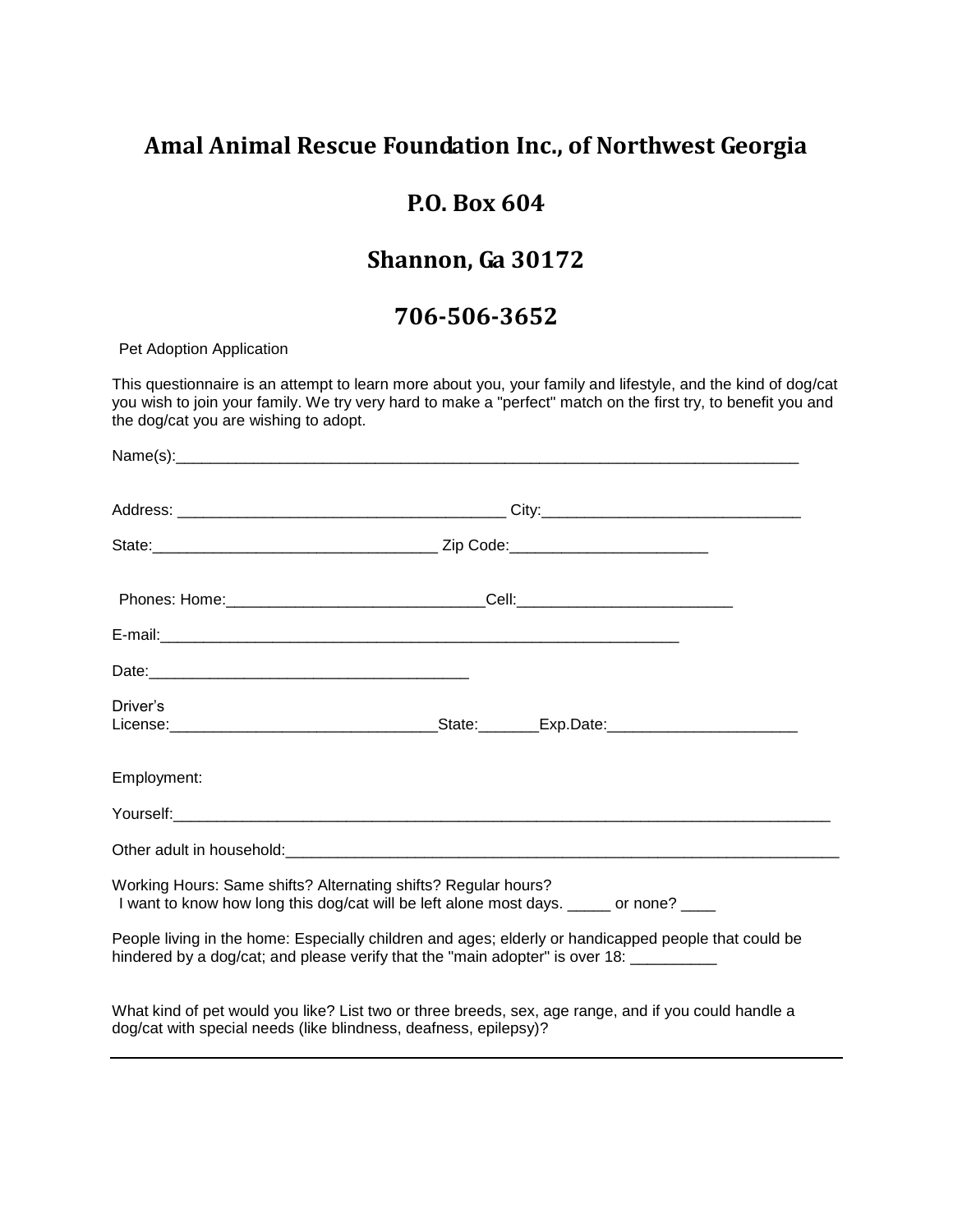# Amal Animal Rescue Foundation Inc., of Northwest Georgia

## P.O. Box 604

## Shannon, Ga 30172

## 706-506-3652

Pet Adoption Application

This questionnaire is an attempt to learn more about you, your family and lifestyle, and the kind of dog/cat you wish to join your family. We try very hard to make a "perfect" match on the first try, to benefit you and the dog/cat you are wishing to adopt.

Name(s):_____________________________________________________________________________

Address: _______________________________________ City:______________________________

State:_________________________________ Zip Code:_______________________

Phones: Home:______________________________Cell:_________________________

E-mail:______________________________________________________________

Date:______________________________________

Driver's License:_______________________________State:_______Exp.Date:______________________

Employment:

Yourself:________________________________________________________________________________

Other adult in household:___________________________________________________________________

Working Hours: Same shifts? Alternating shifts? Regular hours?
I want to know how long this dog/cat will be left alone most days. _____ or none? ____

People living in the home: Especially children and ages; elderly or handicapped people that could be hindered by a dog/cat; and please verify that the "main adopter" is over 18: __________

What kind of pet would you like? List two or three breeds, sex, age range, and if you could handle a dog/cat with special needs (like blindness, deafness, epilepsy)?

---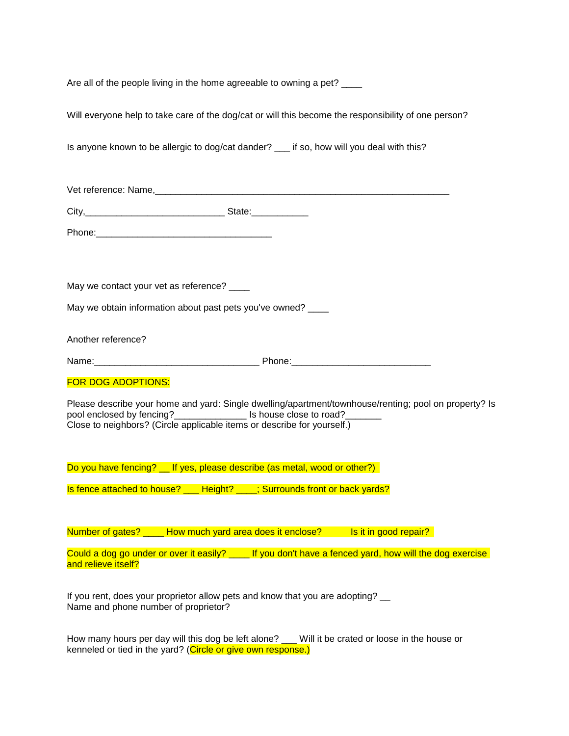Are all of the people living in the home agreeable to owning a pet? ____

Will everyone help to take care of the dog/cat or will this become the responsibility of one person?

Is anyone known to be allergic to dog/cat dander? ___ if so, how will you deal with this?

Vet reference: Name,_________________________________________________________

City,___________________________ State:___________

Phone:__________________________________

May we contact your vet as reference? ____

May we obtain information about past pets you've owned? ____

Another reference?

Name:________________________________ Phone:___________________________

FOR DOG ADOPTIONS:

Please describe your home and yard: Single dwelling/apartment/townhouse/renting; pool on property? Is pool enclosed by fencing?______________ Is house close to road?_______
Close to neighbors? (Circle applicable items or describe for yourself.)

Do you have fencing? __ If yes, please describe (as metal, wood or other?)

Is fence attached to house? ___ Height? ____; Surrounds front or back yards?

Number of gates? ____ How much yard area does it enclose? Is it in good repair?

Could a dog go under or over it easily? ____ If you don't have a fenced yard, how will the dog exercise and relieve itself?

If you rent, does your proprietor allow pets and know that you are adopting? __
Name and phone number of proprietor?

How many hours per day will this dog be left alone? ___ Will it be crated or loose in the house or kenneled or tied in the yard? (Circle or give own response.)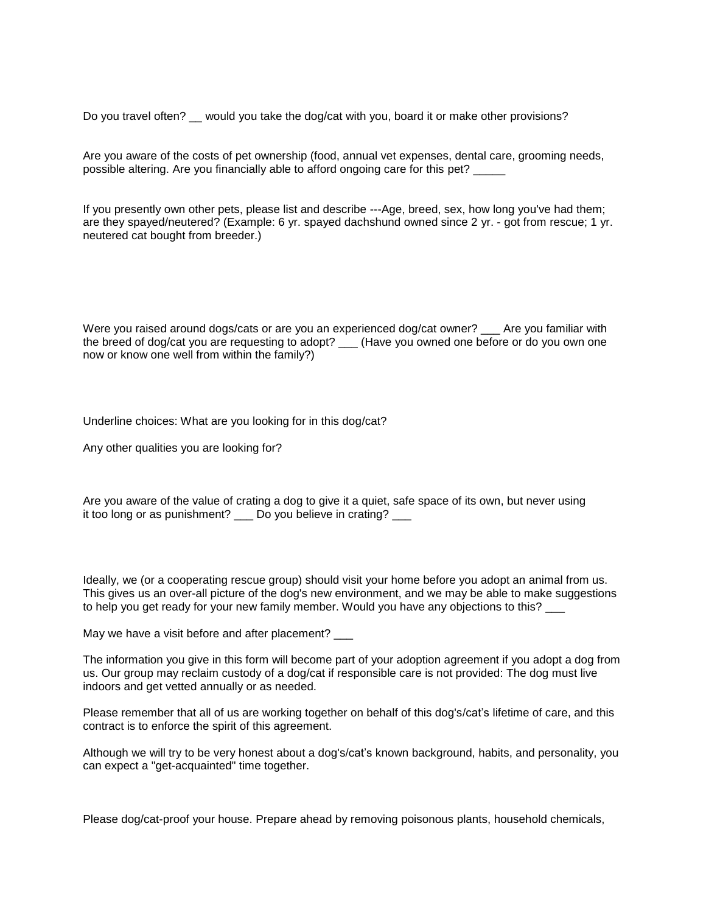Do you travel often? __ would you take the dog/cat with you, board it or make other provisions?

Are you aware of the costs of pet ownership (food, annual vet expenses, dental care, grooming needs, possible altering. Are you financially able to afford ongoing care for this pet? _____

If you presently own other pets, please list and describe ---Age, breed, sex, how long you've had them; are they spayed/neutered? (Example: 6 yr. spayed dachshund owned since 2 yr. - got from rescue; 1 yr. neutered cat bought from breeder.)

Were you raised around dogs/cats or are you an experienced dog/cat owner? ___ Are you familiar with the breed of dog/cat you are requesting to adopt? ___ (Have you owned one before or do you own one now or know one well from within the family?)

Underline choices: What are you looking for in this dog/cat?

Any other qualities you are looking for?

Are you aware of the value of crating a dog to give it a quiet, safe space of its own, but never using it too long or as punishment? ___ Do you believe in crating? ___

Ideally, we (or a cooperating rescue group) should visit your home before you adopt an animal from us. This gives us an over-all picture of the dog's new environment, and we may be able to make suggestions to help you get ready for your new family member. Would you have any objections to this? ___

May we have a visit before and after placement? ___

The information you give in this form will become part of your adoption agreement if you adopt a dog from us. Our group may reclaim custody of a dog/cat if responsible care is not provided: The dog must live indoors and get vetted annually or as needed.

Please remember that all of us are working together on behalf of this dog's/cat's lifetime of care, and this contract is to enforce the spirit of this agreement.

Although we will try to be very honest about a dog's/cat's known background, habits, and personality, you can expect a "get-acquainted" time together.

Please dog/cat-proof your house. Prepare ahead by removing poisonous plants, household chemicals,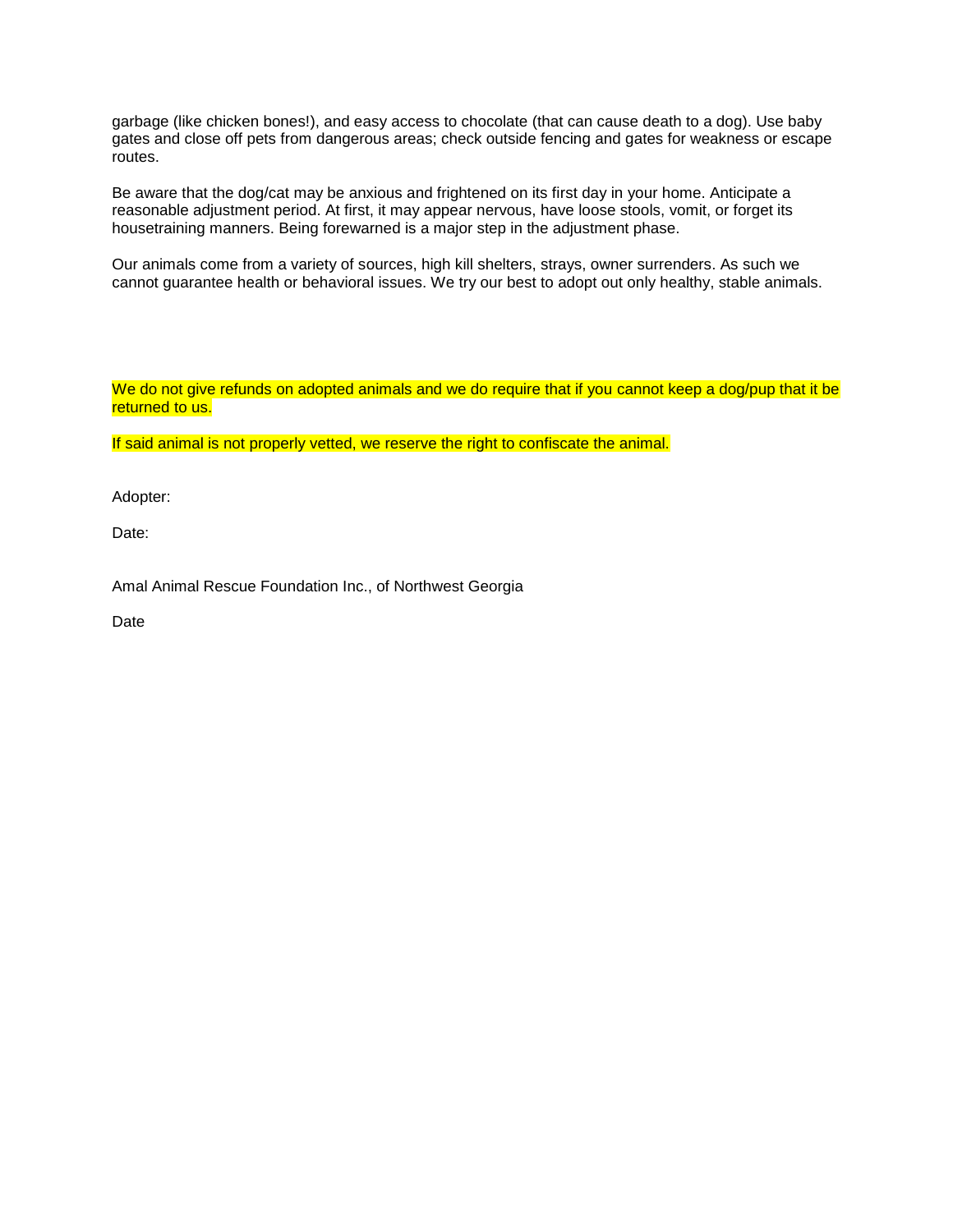garbage (like chicken bones!), and easy access to chocolate (that can cause death to a dog). Use baby gates and close off pets from dangerous areas; check outside fencing and gates for weakness or escape routes.

Be aware that the dog/cat may be anxious and frightened on its first day in your home. Anticipate a reasonable adjustment period. At first, it may appear nervous, have loose stools, vomit, or forget its housetraining manners. Being forewarned is a major step in the adjustment phase.

Our animals come from a variety of sources, high kill shelters, strays, owner surrenders. As such we cannot guarantee health or behavioral issues. We try our best to adopt out only healthy, stable animals.

We do not give refunds on adopted animals and we do require that if you cannot keep a dog/pup that it be returned to us.

If said animal is not properly vetted, we reserve the right to confiscate the animal.

Adopter:

Date:

Amal Animal Rescue Foundation Inc., of Northwest Georgia

Date